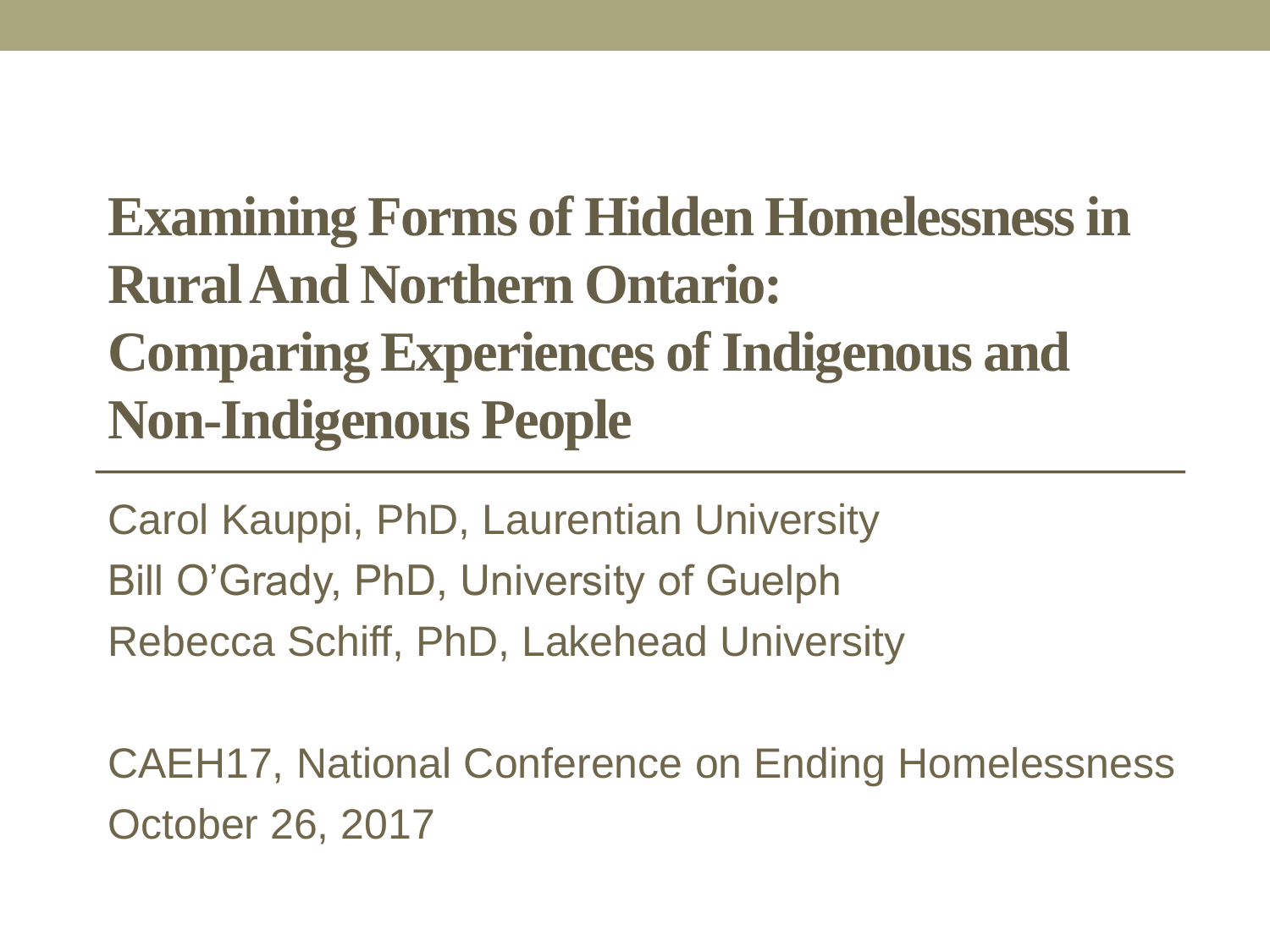# Examining Forms of Hidden Homelessness in Rural And Northern Ontario: Comparing Experiences of Indigenous and Non-Indigenous People

Carol Kauppi, PhD, Laurentian University

Bill O'Grady, PhD, University of Guelph

Rebecca Schiff, PhD, Lakehead University

CAEH17, National Conference on Ending Homelessness

October 26, 2017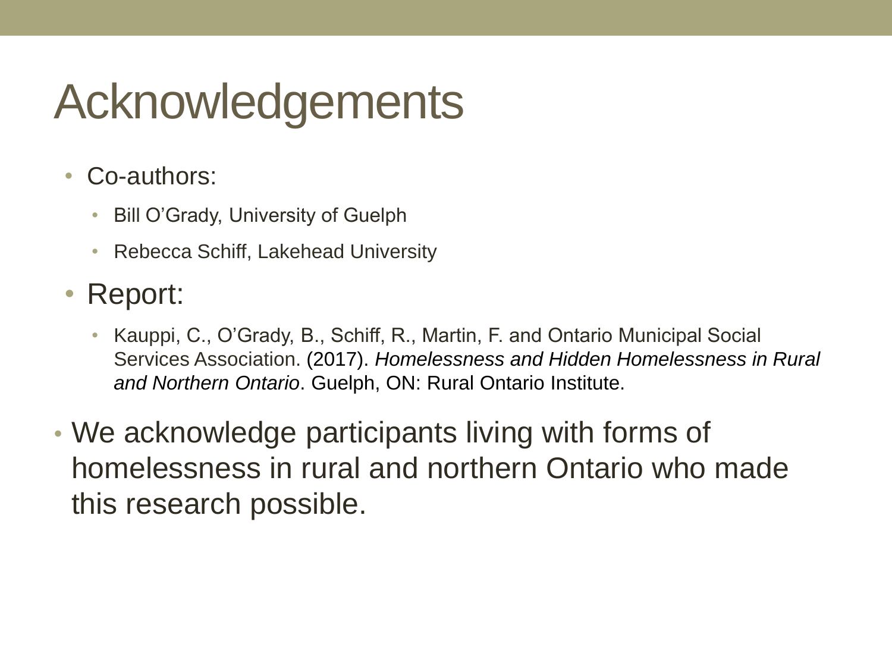# Acknowledgements

- Co-authors:
  - Bill O'Grady, University of Guelph
  - Rebecca Schiff, Lakehead University
- Report:
  - Kauppi, C., O'Grady, B., Schiff, R., Martin, F. and Ontario Municipal Social Services Association. (2017). *Homelessness and Hidden Homelessness in Rural and Northern Ontario*. Guelph, ON: Rural Ontario Institute.
- We acknowledge participants living with forms of homelessness in rural and northern Ontario who made this research possible.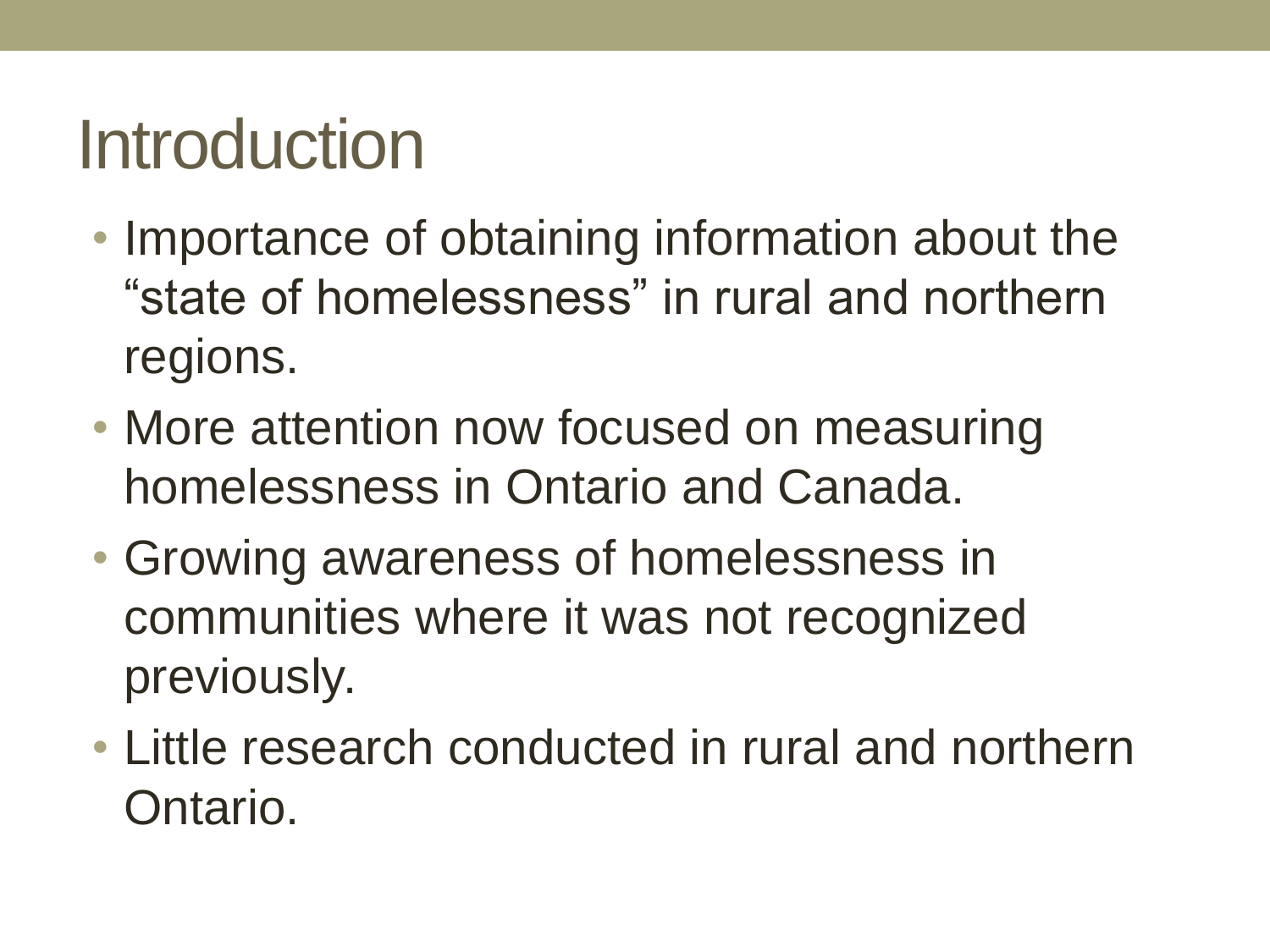# Introduction

- Importance of obtaining information about the "state of homelessness" in rural and northern regions.
- More attention now focused on measuring homelessness in Ontario and Canada.
- Growing awareness of homelessness in communities where it was not recognized previously.
- Little research conducted in rural and northern Ontario.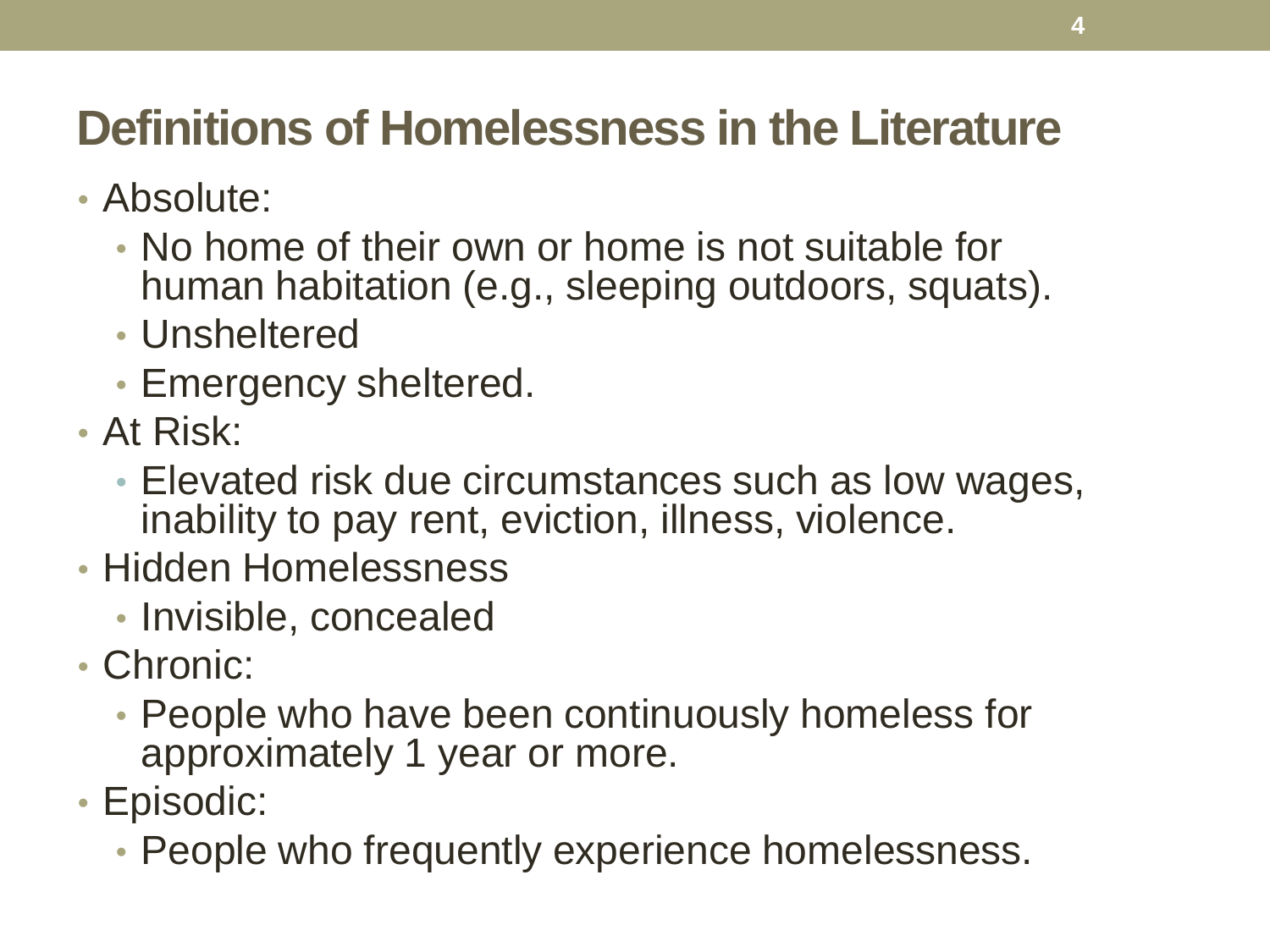# Definitions of Homelessness in the Literature

- Absolute:
  - No home of their own or home is not suitable for human habitation (e.g., sleeping outdoors, squats).
  - Unsheltered
  - Emergency sheltered.
- At Risk:
  - Elevated risk due circumstances such as low wages, inability to pay rent, eviction, illness, violence.
- Hidden Homelessness
  - Invisible, concealed
- Chronic:
  - People who have been continuously homeless for approximately 1 year or more.
- Episodic:
  - People who frequently experience homelessness.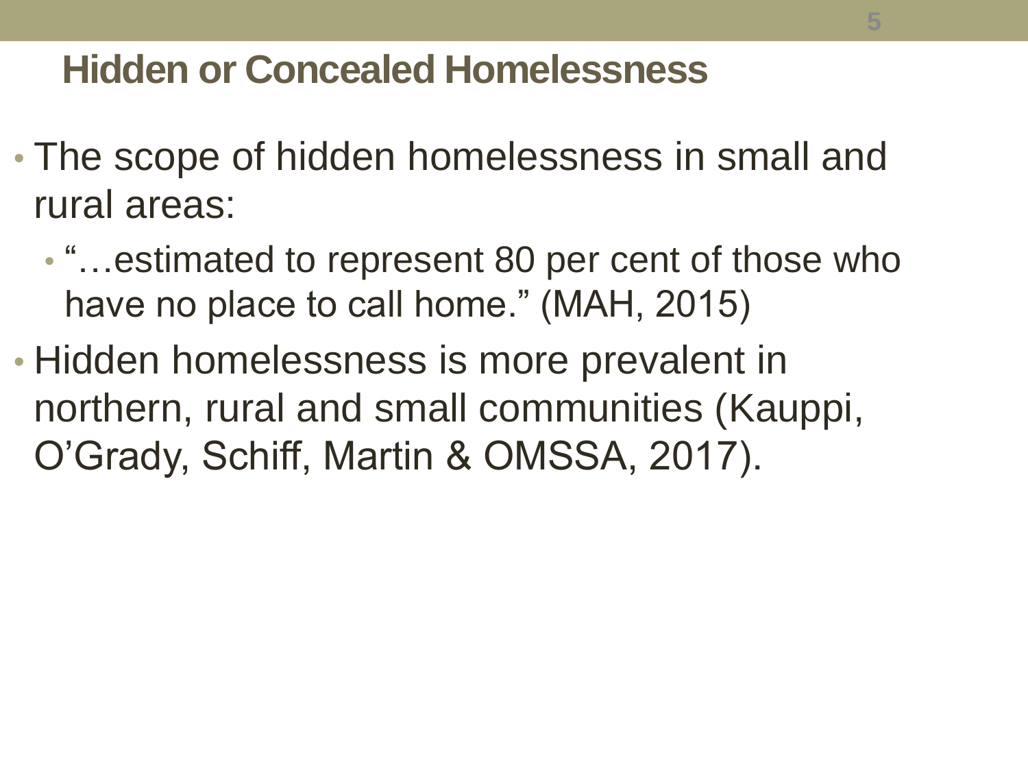## Hidden or Concealed Homelessness

- The scope of hidden homelessness in small and rural areas:
  - "…estimated to represent 80 per cent of those who have no place to call home." (MAH, 2015)
- Hidden homelessness is more prevalent in northern, rural and small communities (Kauppi, O'Grady, Schiff, Martin & OMSSA, 2017).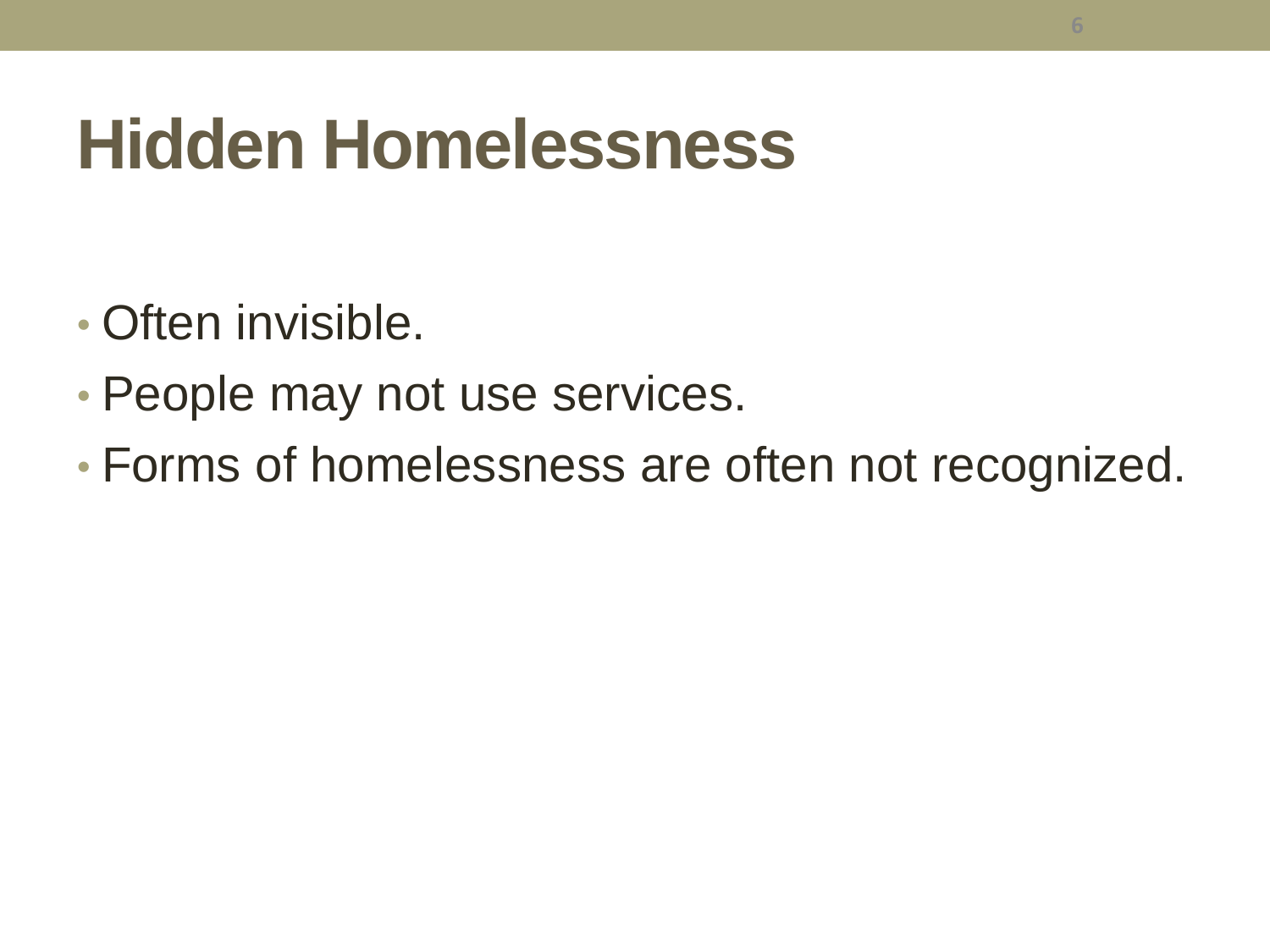# Hidden Homelessness

- Often invisible.
- People may not use services.
- Forms of homelessness are often not recognized.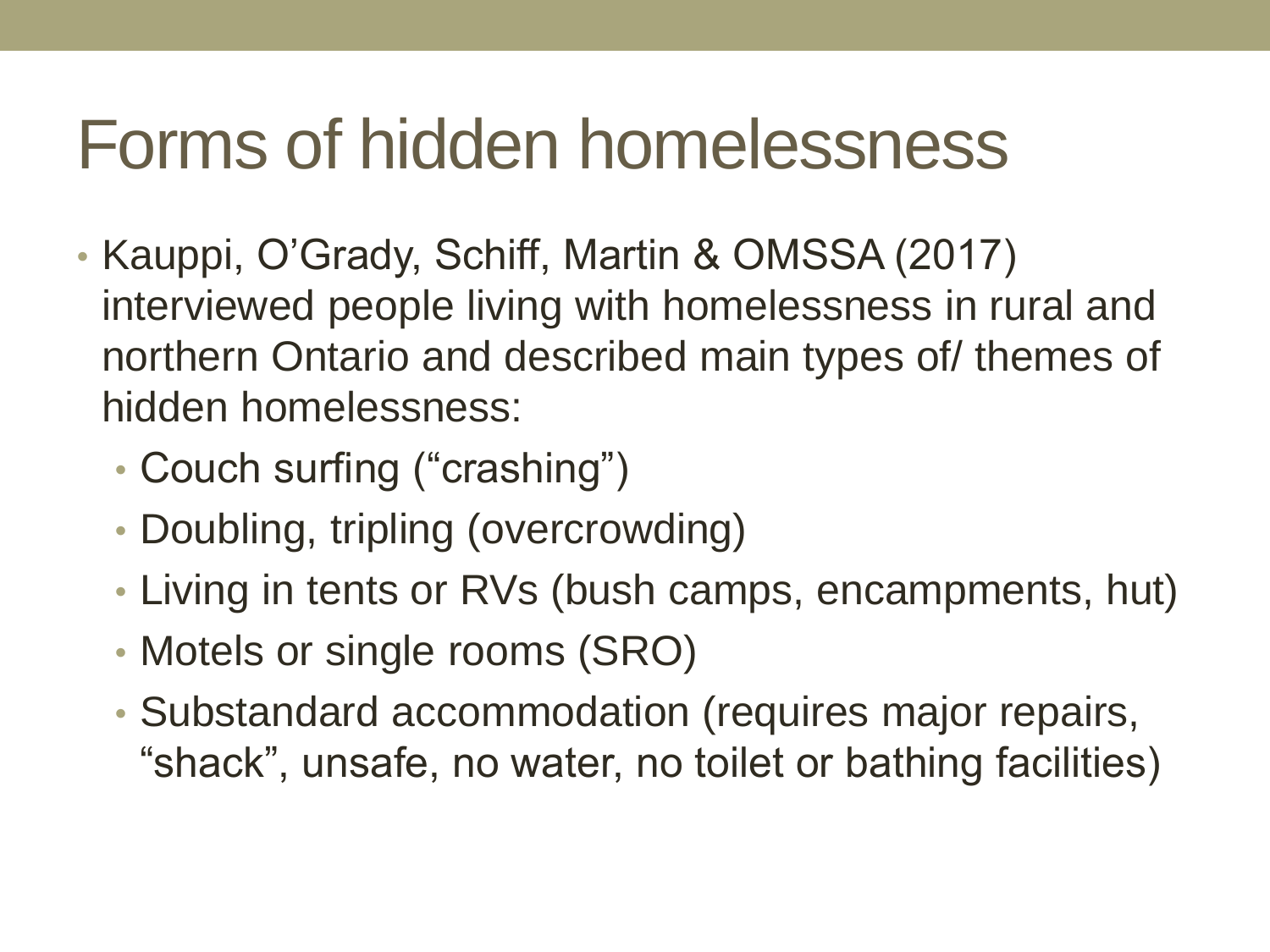# Forms of hidden homelessness

- Kauppi, O'Grady, Schiff, Martin & OMSSA (2017) interviewed people living with homelessness in rural and northern Ontario and described main types of/ themes of hidden homelessness:
  - Couch surfing ("crashing")
  - Doubling, tripling (overcrowding)
  - Living in tents or RVs (bush camps, encampments, hut)
  - Motels or single rooms (SRO)
  - Substandard accommodation (requires major repairs, "shack", unsafe, no water, no toilet or bathing facilities)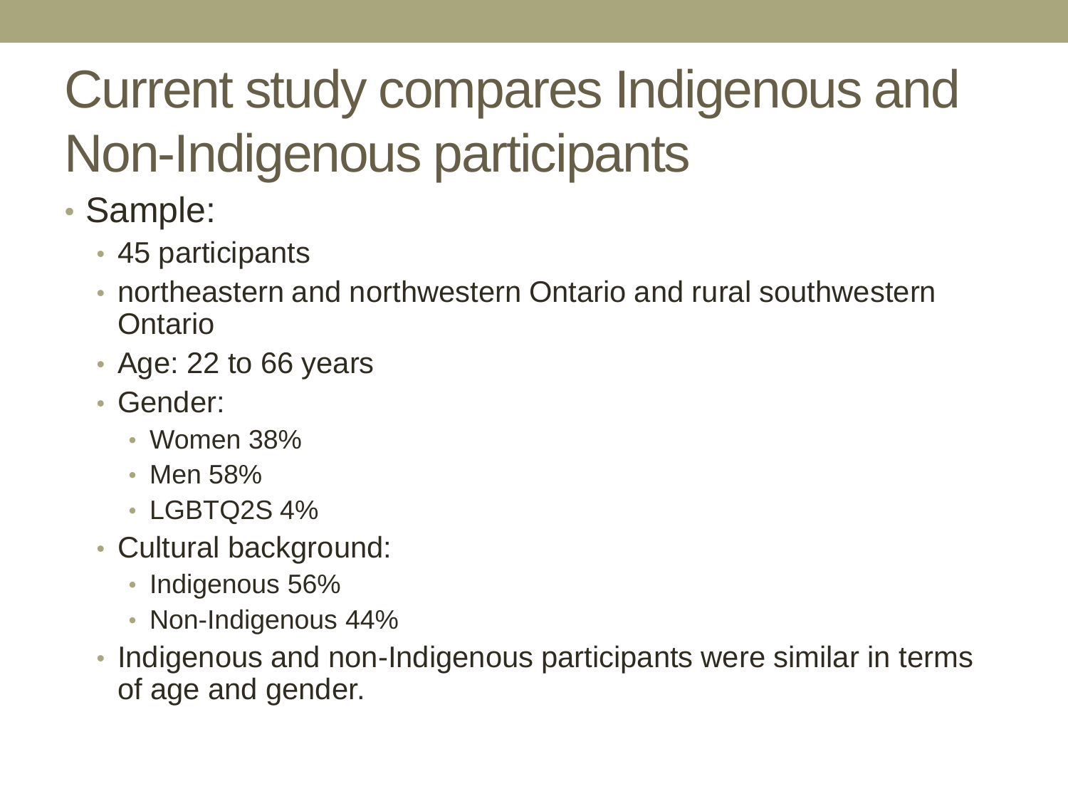# Current study compares Indigenous and Non-Indigenous participants

- Sample:
  - 45 participants
  - northeastern and northwestern Ontario and rural southwestern Ontario
  - Age: 22 to 66 years
  - Gender:
    - Women 38%
    - Men 58%
    - LGBTQ2S 4%
  - Cultural background:
    - Indigenous 56%
    - Non-Indigenous 44%
  - Indigenous and non-Indigenous participants were similar in terms of age and gender.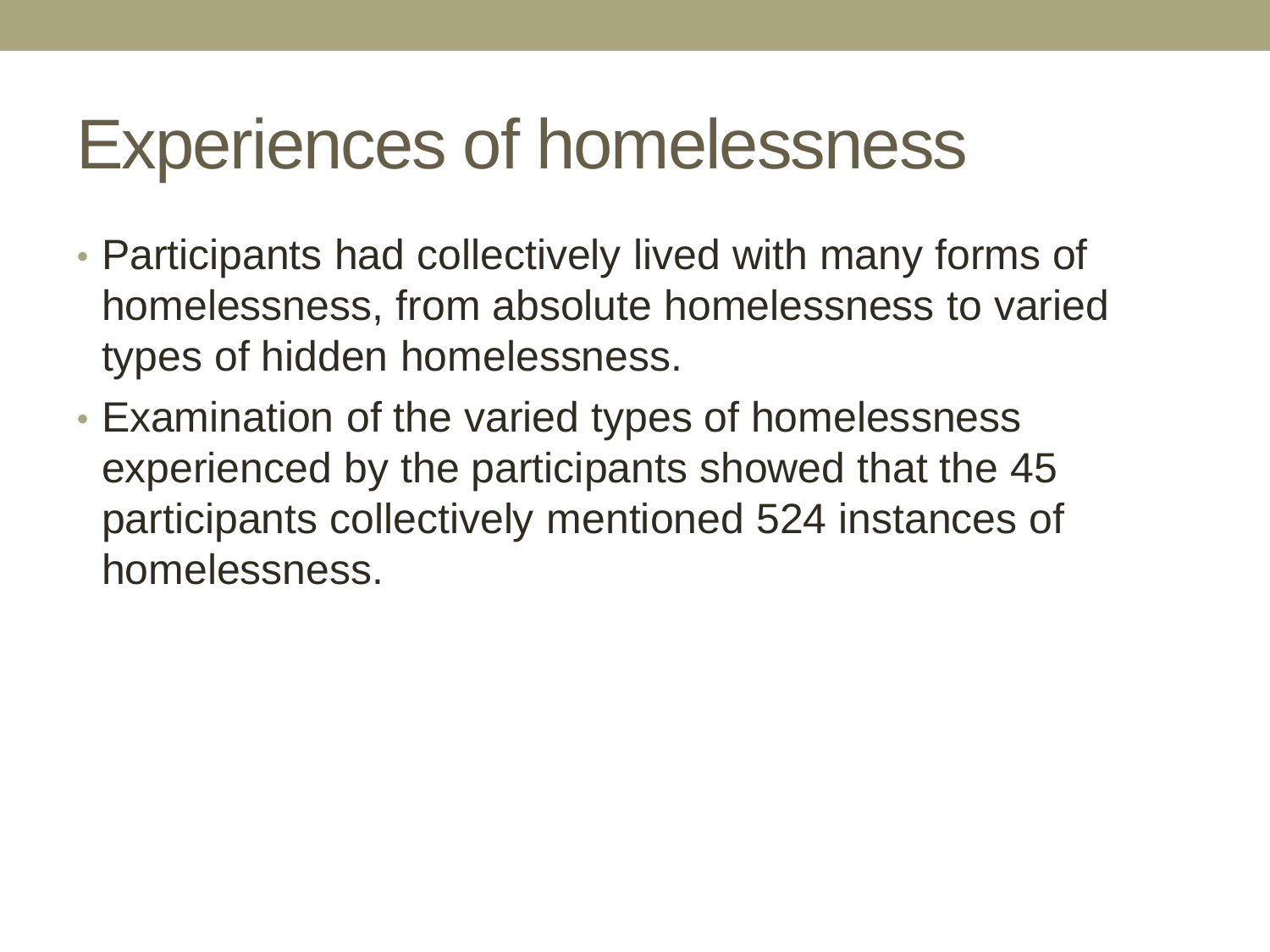# Experiences of homelessness

- Participants had collectively lived with many forms of homelessness, from absolute homelessness to varied types of hidden homelessness.
- Examination of the varied types of homelessness experienced by the participants showed that the 45 participants collectively mentioned 524 instances of homelessness.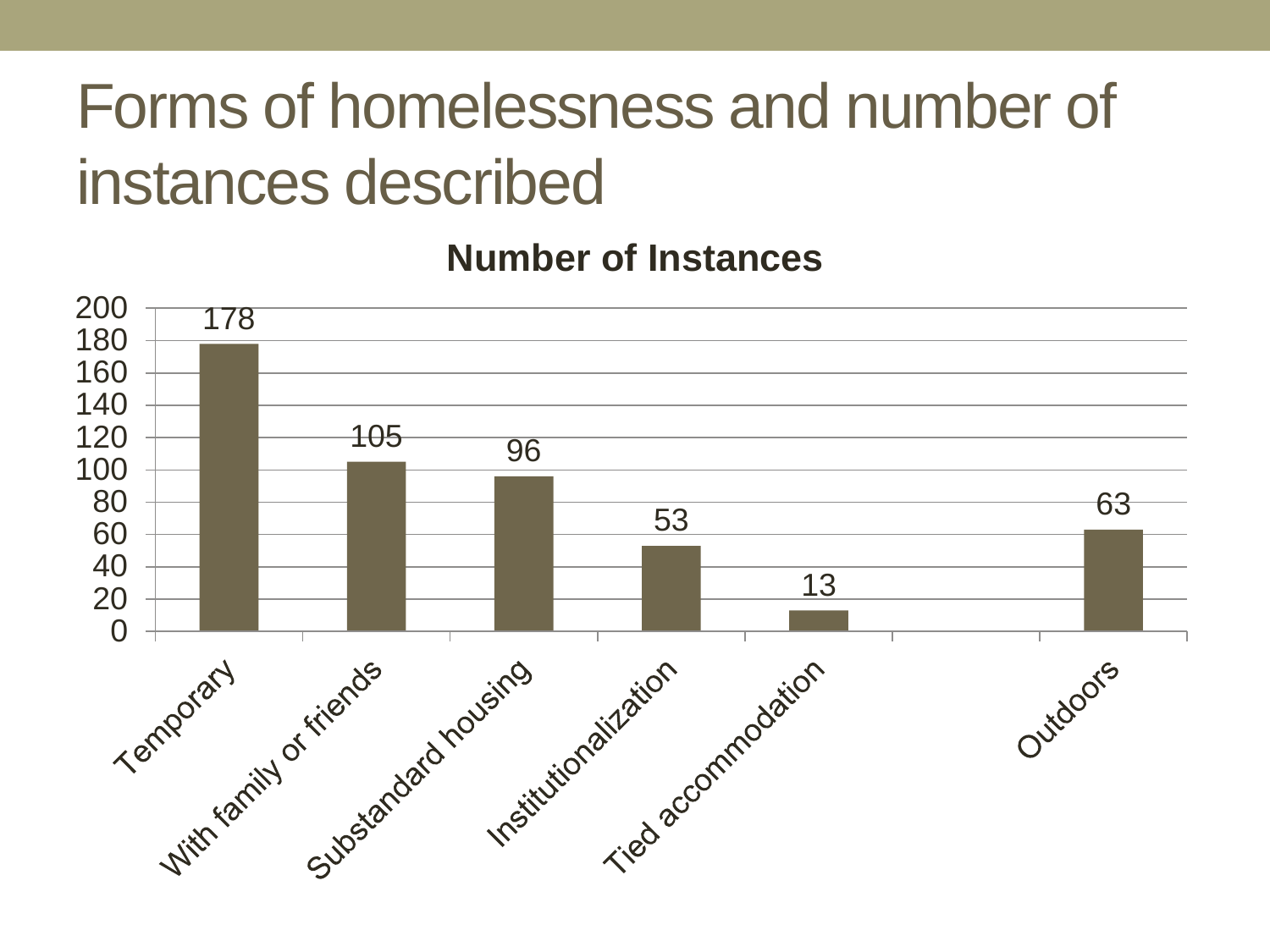# Forms of homelessness and number of instances described

**Number of Instances**

| Form | Number of Instances |
|---|---|
| Temporary | 178 |
| With family or friends | 105 |
| Substandard housing | 96 |
| Institutionalization | 53 |
| Tied accommodation | 13 |
| Outdoors | 63 |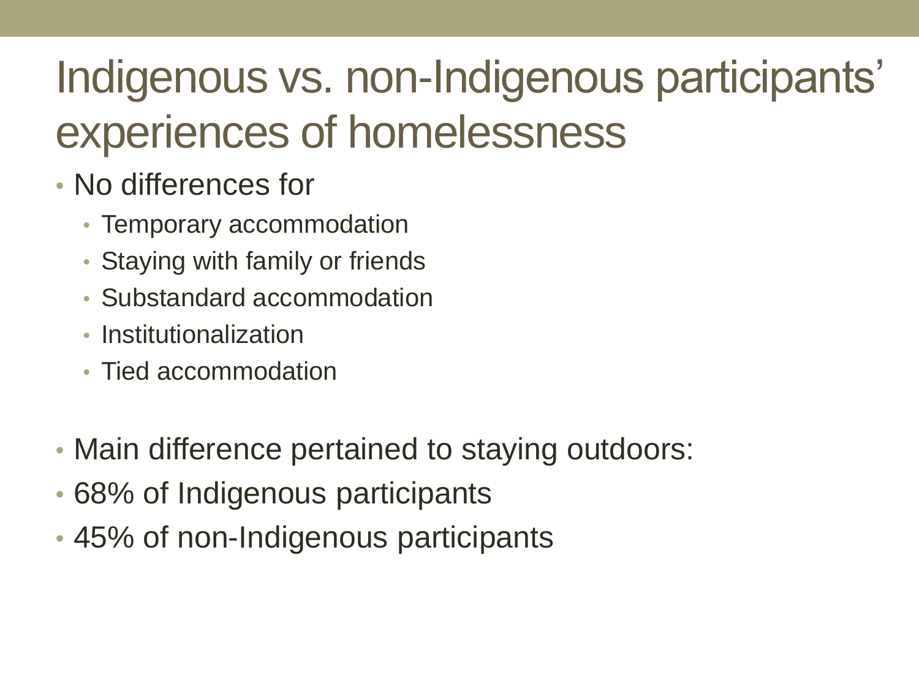# Indigenous vs. non-Indigenous participants' experiences of homelessness

- No differences for
  - Temporary accommodation
  - Staying with family or friends
  - Substandard accommodation
  - Institutionalization
  - Tied accommodation

- Main difference pertained to staying outdoors:
- 68% of Indigenous participants
- 45% of non-Indigenous participants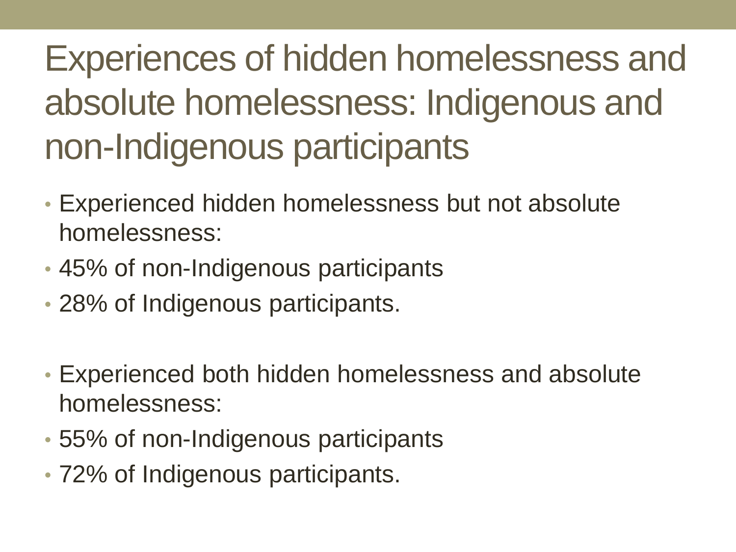# Experiences of hidden homelessness and absolute homelessness: Indigenous and non-Indigenous participants

- Experienced hidden homelessness but not absolute homelessness:
- 45% of non-Indigenous participants
- 28% of Indigenous participants.

- Experienced both hidden homelessness and absolute homelessness:
- 55% of non-Indigenous participants
- 72% of Indigenous participants.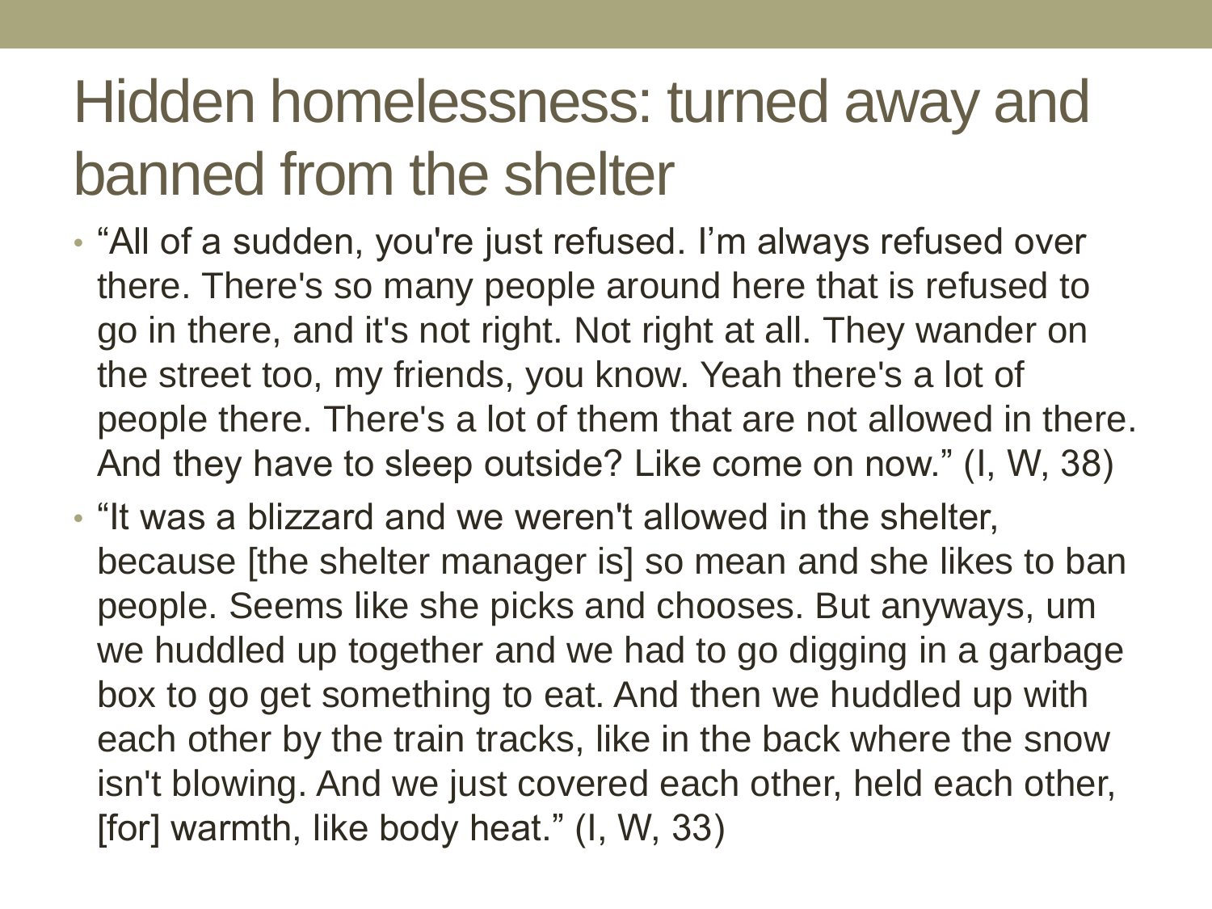# Hidden homelessness: turned away and banned from the shelter

- "All of a sudden, you're just refused. I'm always refused over there. There's so many people around here that is refused to go in there, and it's not right. Not right at all. They wander on the street too, my friends, you know. Yeah there's a lot of people there. There's a lot of them that are not allowed in there. And they have to sleep outside? Like come on now." (I, W, 38)
- "It was a blizzard and we weren't allowed in the shelter, because [the shelter manager is] so mean and she likes to ban people. Seems like she picks and chooses. But anyways, um we huddled up together and we had to go digging in a garbage box to go get something to eat. And then we huddled up with each other by the train tracks, like in the back where the snow isn't blowing. And we just covered each other, held each other, [for] warmth, like body heat." (I, W, 33)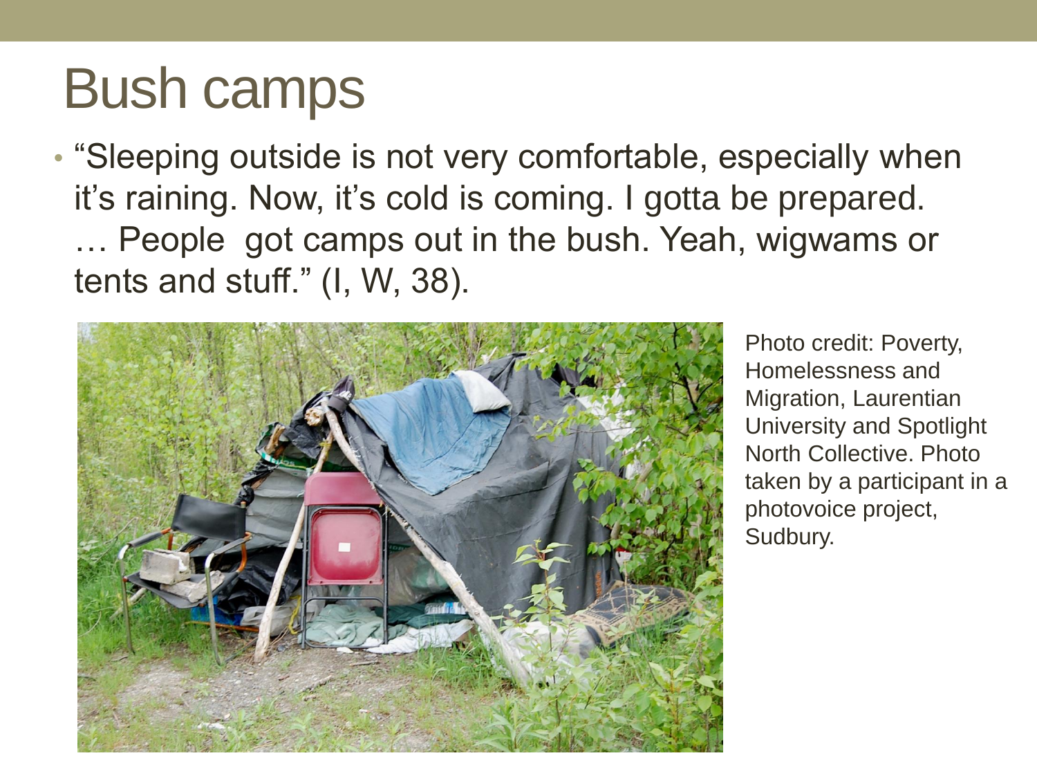# Bush camps

- "Sleeping outside is not very comfortable, especially when it's raining. Now, it's cold is coming. I gotta be prepared. … People got camps out in the bush. Yeah, wigwams or tents and stuff." (I, W, 38).

Photo credit: Poverty, Homelessness and Migration, Laurentian University and Spotlight North Collective. Photo taken by a participant in a photovoice project, Sudbury.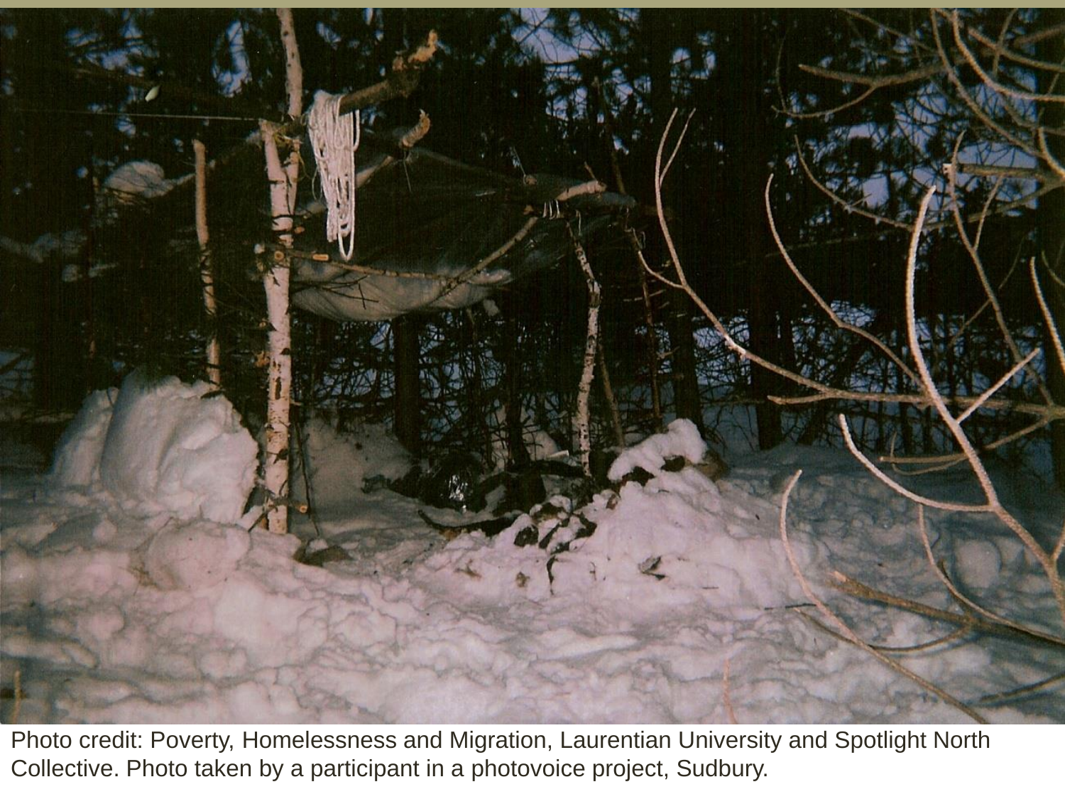Photo credit: Poverty, Homelessness and Migration, Laurentian University and Spotlight North Collective. Photo taken by a participant in a photovoice project, Sudbury.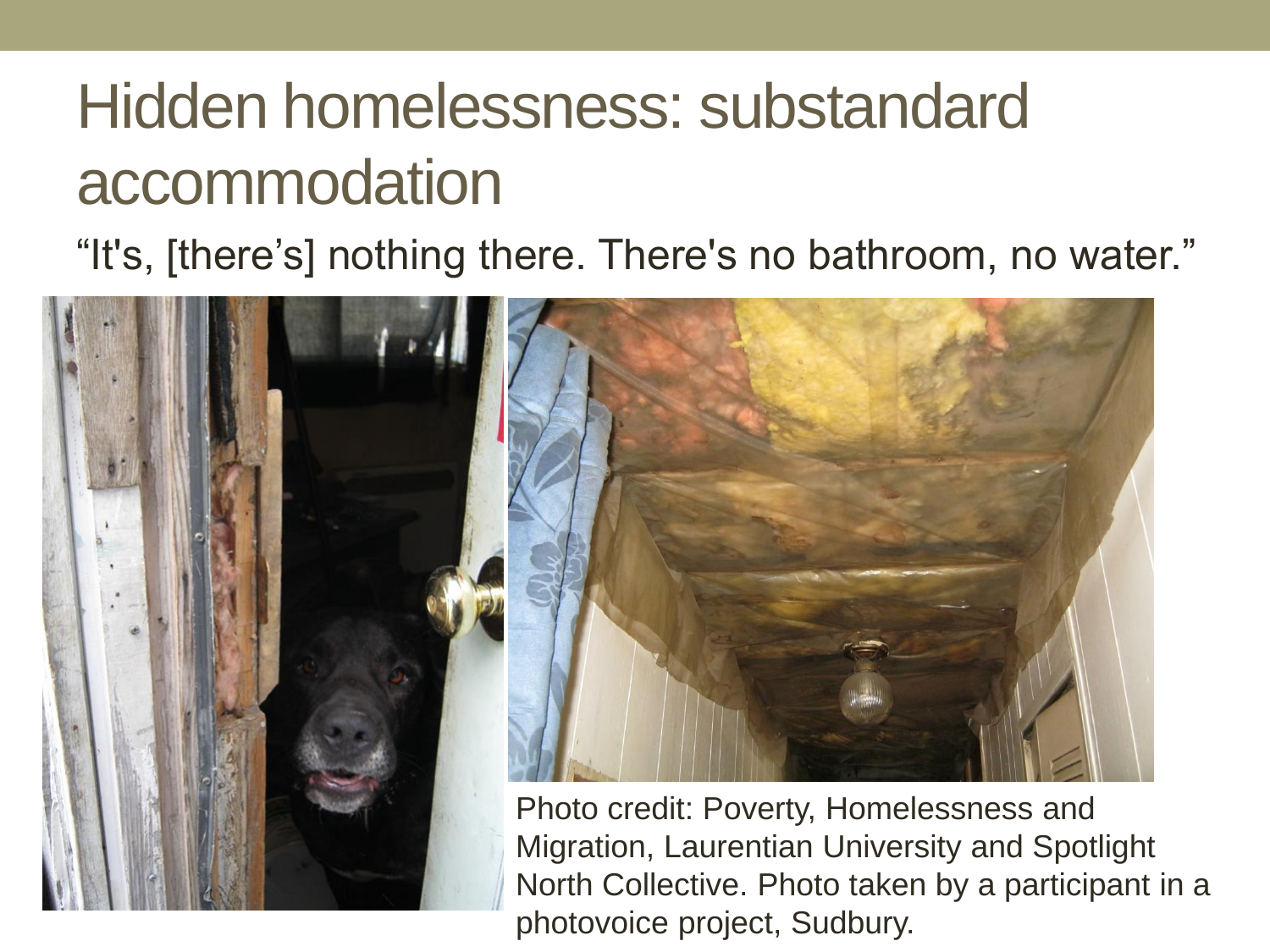# Hidden homelessness: substandard accommodation

"It's, [there's] nothing there. There's no bathroom, no water."

Photo credit: Poverty, Homelessness and Migration, Laurentian University and Spotlight North Collective. Photo taken by a participant in a photovoice project, Sudbury.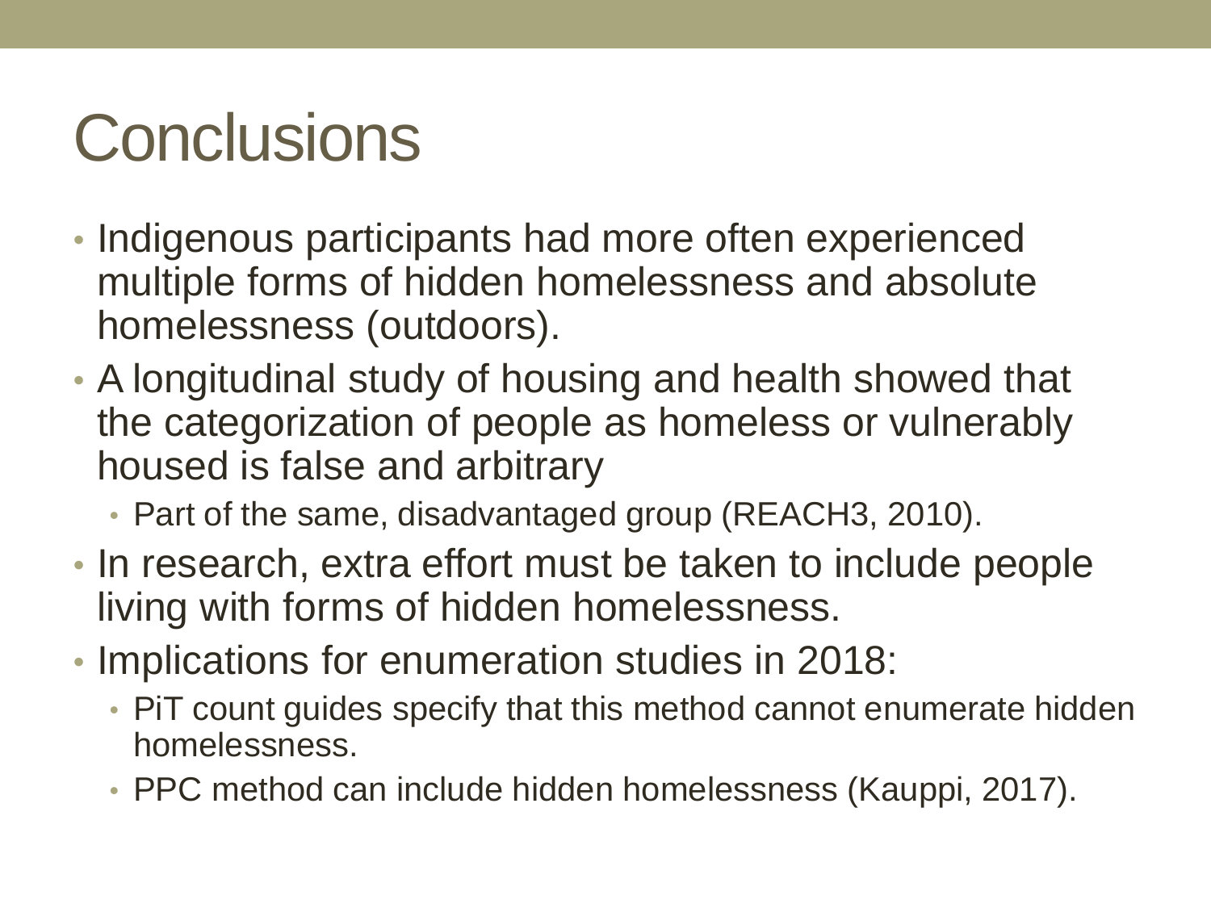# Conclusions

- Indigenous participants had more often experienced multiple forms of hidden homelessness and absolute homelessness (outdoors).
- A longitudinal study of housing and health showed that the categorization of people as homeless or vulnerably housed is false and arbitrary
  - Part of the same, disadvantaged group (REACH3, 2010).
- In research, extra effort must be taken to include people living with forms of hidden homelessness.
- Implications for enumeration studies in 2018:
  - PiT count guides specify that this method cannot enumerate hidden homelessness.
  - PPC method can include hidden homelessness (Kauppi, 2017).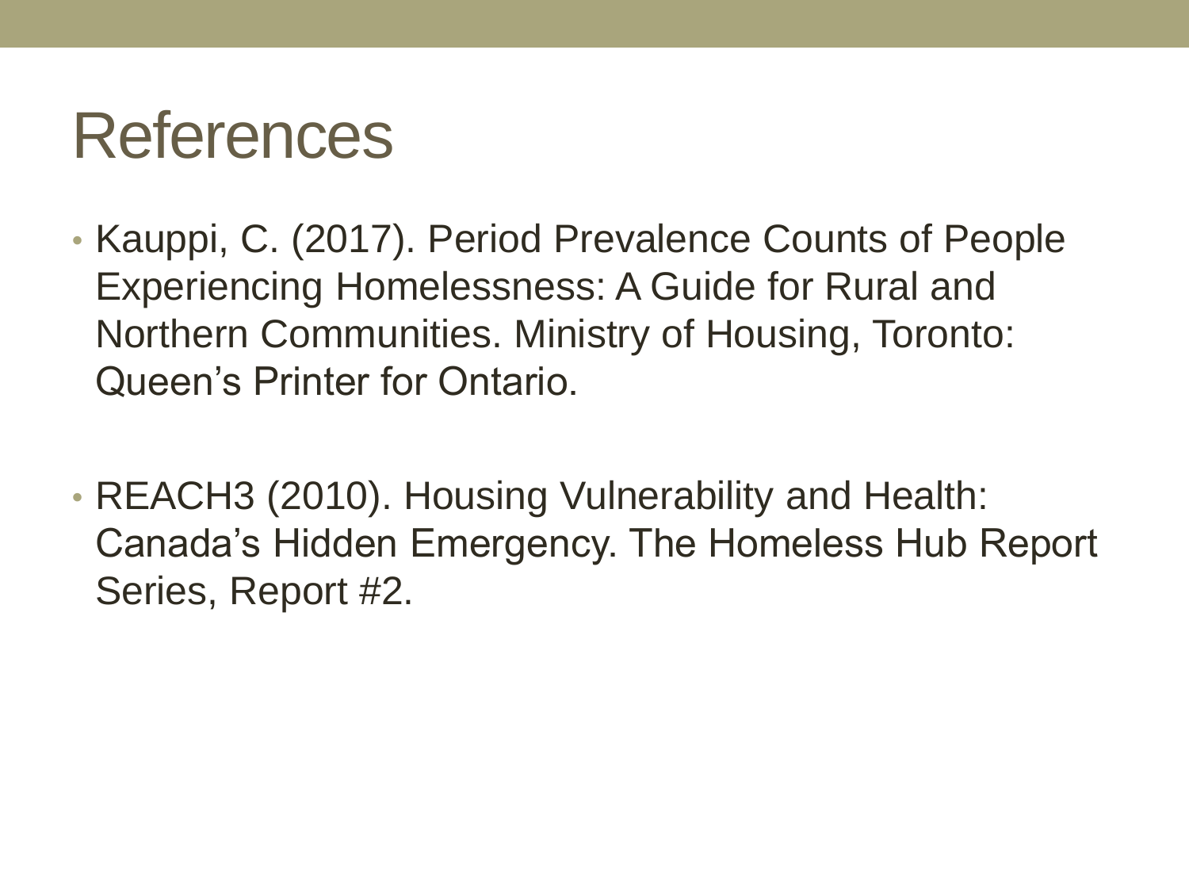# References

- Kauppi, C. (2017). Period Prevalence Counts of People Experiencing Homelessness: A Guide for Rural and Northern Communities. Ministry of Housing, Toronto: Queen's Printer for Ontario.
- REACH3 (2010). Housing Vulnerability and Health: Canada's Hidden Emergency. The Homeless Hub Report Series, Report #2.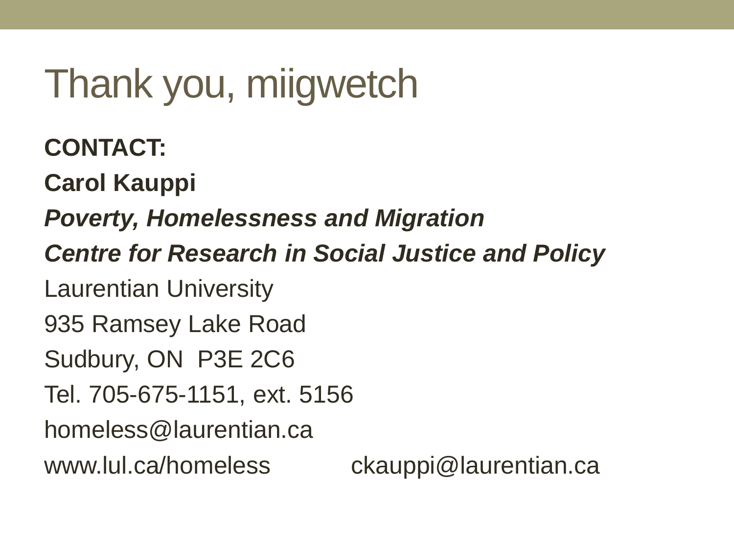# Thank you, miigwetch

**CONTACT:**

**Carol Kauppi**

***Poverty, Homelessness and Migration***

***Centre for Research in Social Justice and Policy***

Laurentian University

935 Ramsey Lake Road

Sudbury, ON  P3E 2C6

Tel. 705-675-1151, ext. 5156

homeless@laurentian.ca

www.lul.ca/homeless          ckauppi@laurentian.ca